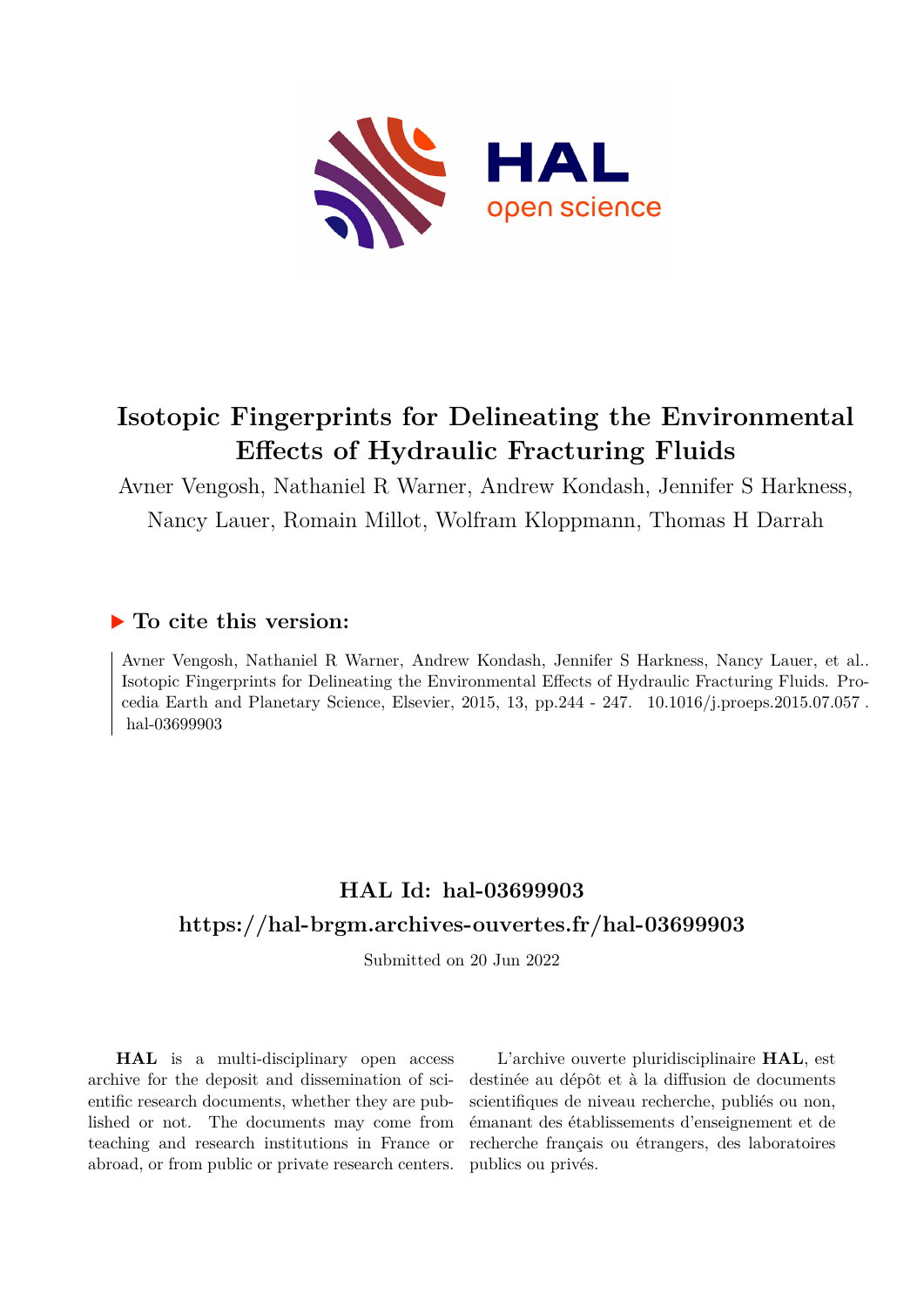# Isotopic Fingerprints for Delineating the Environmental Effects of Hydraulic Fracturing Fluids

Avner Vengosh, Nathaniel R Warner, Andrew Kondash, Jennifer S Harkness, Nancy Lauer, Romain Millot, Wolfram Kloppmann, Thomas H Darrah

## ▶ To cite this version:

Avner Vengosh, Nathaniel R Warner, Andrew Kondash, Jennifer S Harkness, Nancy Lauer, et al.. Isotopic Fingerprints for Delineating the Environmental Effects of Hydraulic Fracturing Fluids. Procedia Earth and Planetary Science, Elsevier, 2015, 13, pp.244 - 247. 10.1016/j.proeps.2015.07.057 . hal-03699903

## HAL Id: hal-03699903

## https://hal-brgm.archives-ouvertes.fr/hal-03699903

Submitted on 20 Jun 2022

**HAL** is a multi-disciplinary open access archive for the deposit and dissemination of scientific research documents, whether they are published or not. The documents may come from teaching and research institutions in France or abroad, or from public or private research centers.

L'archive ouverte pluridisciplinaire **HAL**, est destinée au dépôt et à la diffusion de documents scientifiques de niveau recherche, publiés ou non, émanant des établissements d'enseignement et de recherche français ou étrangers, des laboratoires publics ou privés.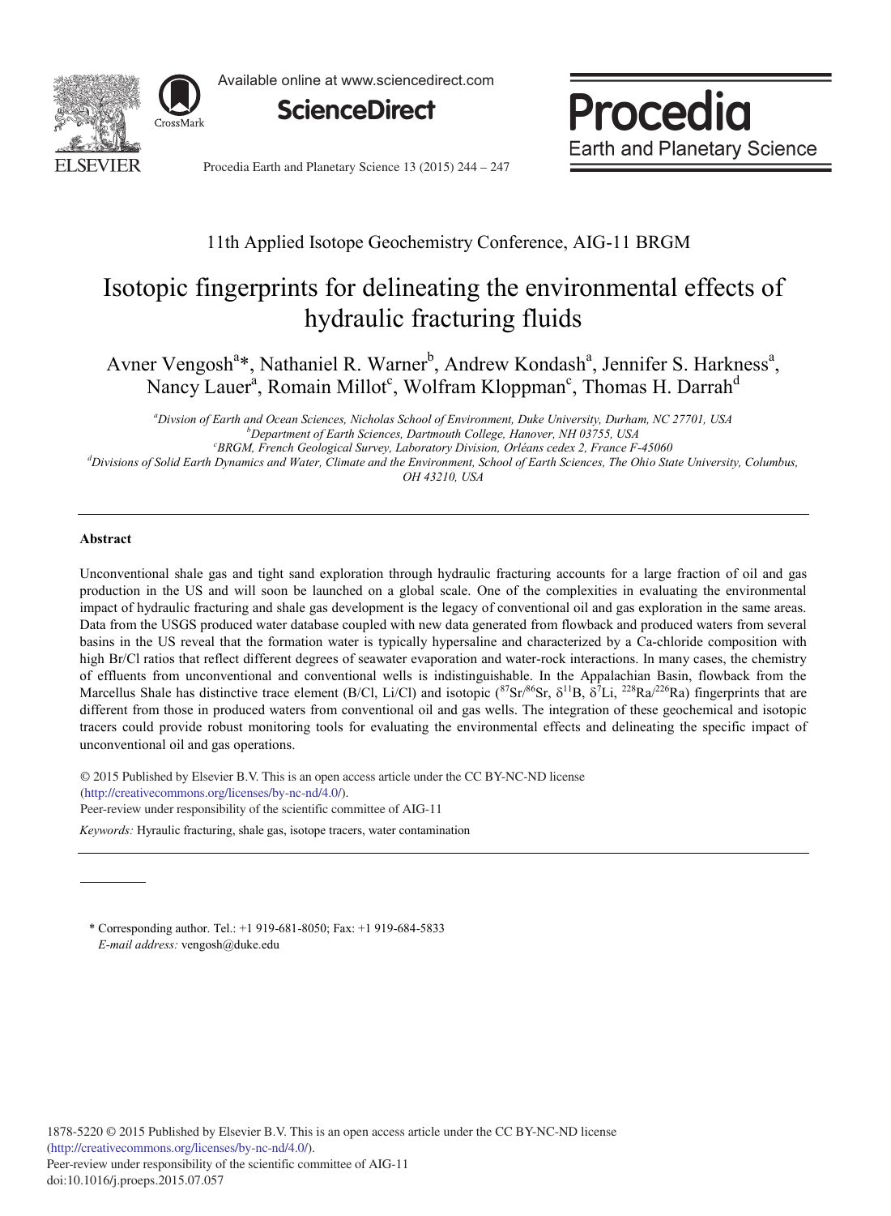Available online at www.sciencedirect.com

**ScienceDirect**

# Procedia Earth and Planetary Science

11th Applied Isotope Geochemistry Conference, AIG-11 BRGM

# Isotopic fingerprints for delineating the environmental effects of hydraulic fracturing fluids

Avner Vengosh[a]*, Nathaniel R. Warner[b], Andrew Kondash[a], Jennifer S. Harkness[a], Nancy Lauer[a], Romain Millot[c], Wolfram Kloppman[c], Thomas H. Darrah[d]

[a] *Divsion of Earth and Ocean Sciences, Nicholas School of Environment, Duke University, Durham, NC 27701, USA*
[b] *Department of Earth Sciences, Dartmouth College, Hanover, NH 03755, USA*
[c] *BRGM, French Geological Survey, Laboratory Division, Orléans cedex 2, France F-45060*
[d] *Divisions of Solid Earth Dynamics and Water, Climate and the Environment, School of Earth Sciences, The Ohio State University, Columbus, OH 43210, USA*

## Abstract

Unconventional shale gas and tight sand exploration through hydraulic fracturing accounts for a large fraction of oil and gas production in the US and will soon be launched on a global scale. One of the complexities in evaluating the environmental impact of hydraulic fracturing and shale gas development is the legacy of conventional oil and gas exploration in the same areas. Data from the USGS produced water database coupled with new data generated from flowback and produced waters from several basins in the US reveal that the formation water is typically hypersaline and characterized by a Ca-chloride composition with high Br/Cl ratios that reflect different degrees of seawater evaporation and water-rock interactions. In many cases, the chemistry of effluents from unconventional and conventional wells is indistinguishable. In the Appalachian Basin, flowback from the Marcellus Shale has distinctive trace element (B/Cl, Li/Cl) and isotopic ($^{87}Sr/^{86}Sr$, $\delta^{11}B$, $\delta^{7}Li$, $^{228}Ra/^{226}Ra$) fingerprints that are different from those in produced waters from conventional oil and gas wells. The integration of these geochemical and isotopic tracers could provide robust monitoring tools for evaluating the environmental effects and delineating the specific impact of unconventional oil and gas operations.

© 2015 Published by Elsevier B.V. This is an open access article under the CC BY-NC-ND license (http://creativecommons.org/licenses/by-nc-nd/4.0/).
Peer-review under responsibility of the scientific committee of AIG-11

*Keywords:* Hyraulic fracturing, shale gas, isotope tracers, water contamination

\* Corresponding author. Tel.: +1 919-681-8050; Fax: +1 919-684-5833
*E-mail address:* vengosh@duke.edu

1878-5220 © 2015 Published by Elsevier B.V. This is an open access article under the CC BY-NC-ND license (http://creativecommons.org/licenses/by-nc-nd/4.0/).
Peer-review under responsibility of the scientific committee of AIG-11
doi:10.1016/j.proeps.2015.07.057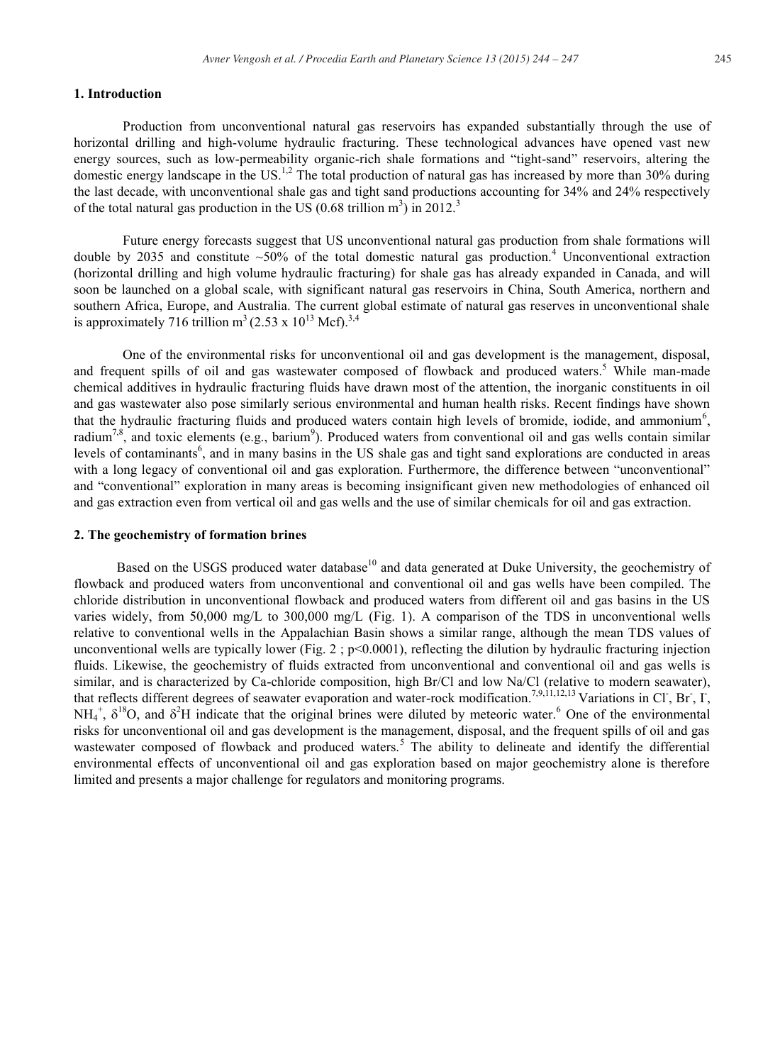## 1. Introduction

Production from unconventional natural gas reservoirs has expanded substantially through the use of horizontal drilling and high-volume hydraulic fracturing. These technological advances have opened vast new energy sources, such as low-permeability organic-rich shale formations and "tight-sand" reservoirs, altering the domestic energy landscape in the US.[1,2] The total production of natural gas has increased by more than 30% during the last decade, with unconventional shale gas and tight sand productions accounting for 34% and 24% respectively of the total natural gas production in the US (0.68 trillion $m^3$) in 2012.[3]

Future energy forecasts suggest that US unconventional natural gas production from shale formations will double by 2035 and constitute ~50% of the total domestic natural gas production.[4] Unconventional extraction (horizontal drilling and high volume hydraulic fracturing) for shale gas has already expanded in Canada, and will soon be launched on a global scale, with significant natural gas reservoirs in China, South America, northern and southern Africa, Europe, and Australia. The current global estimate of natural gas reserves in unconventional shale is approximately 716 trillion $m^3$ ($2.53 \times 10^{13}$ Mcf).[3,4]

One of the environmental risks for unconventional oil and gas development is the management, disposal, and frequent spills of oil and gas wastewater composed of flowback and produced waters.[5] While man-made chemical additives in hydraulic fracturing fluids have drawn most of the attention, the inorganic constituents in oil and gas wastewater also pose similarly serious environmental and human health risks. Recent findings have shown that the hydraulic fracturing fluids and produced waters contain high levels of bromide, iodide, and ammonium[6], radium[7,8], and toxic elements (e.g., barium[9]). Produced waters from conventional oil and gas wells contain similar levels of contaminants[6], and in many basins in the US shale gas and tight sand explorations are conducted in areas with a long legacy of conventional oil and gas exploration. Furthermore, the difference between "unconventional" and "conventional" exploration in many areas is becoming insignificant given new methodologies of enhanced oil and gas extraction even from vertical oil and gas wells and the use of similar chemicals for oil and gas extraction.

## 2. The geochemistry of formation brines

Based on the USGS produced water database[10] and data generated at Duke University, the geochemistry of flowback and produced waters from unconventional and conventional oil and gas wells have been compiled. The chloride distribution in unconventional flowback and produced waters from different oil and gas basins in the US varies widely, from 50,000 mg/L to 300,000 mg/L (Fig. 1). A comparison of the TDS in unconventional wells relative to conventional wells in the Appalachian Basin shows a similar range, although the mean TDS values of unconventional wells are typically lower (Fig. 2 ; $p<0.0001$), reflecting the dilution by hydraulic fracturing injection fluids. Likewise, the geochemistry of fluids extracted from unconventional and conventional oil and gas wells is similar, and is characterized by Ca-chloride composition, high Br/Cl and low Na/Cl (relative to modern seawater), that reflects different degrees of seawater evaporation and water-rock modification.[7,9,11,12,13] Variations in $Cl^-$, $Br^-$, $I^-$, $NH_4^+$, $\delta^{18}O$, and $\delta^2H$ indicate that the original brines were diluted by meteoric water.[6] One of the environmental risks for unconventional oil and gas development is the management, disposal, and the frequent spills of oil and gas wastewater composed of flowback and produced waters.[5] The ability to delineate and identify the differential environmental effects of unconventional oil and gas exploration based on major geochemistry alone is therefore limited and presents a major challenge for regulators and monitoring programs.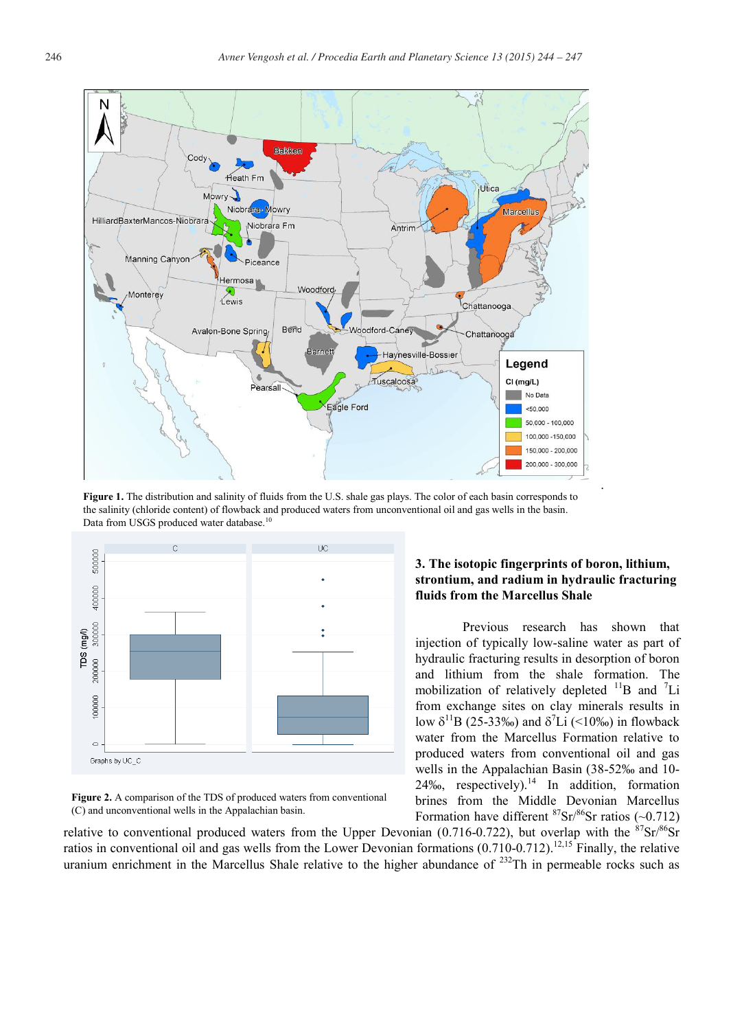Figure 1. The distribution and salinity of fluids from the U.S. shale gas plays. The color of each basin corresponds to the salinity (chloride content) of flowback and produced waters from unconventional oil and gas wells in the basin. Data from USGS produced water database.[10]

Figure 2. A comparison of the TDS of produced waters from conventional (C) and unconventional wells in the Appalachian basin.

### 3. The isotopic fingerprints of boron, lithium, strontium, and radium in hydraulic fracturing fluids from the Marcellus Shale

Previous research has shown that injection of typically low-saline water as part of hydraulic fracturing results in desorption of boron and lithium from the shale formation. The mobilization of relatively depleted $^{11}B$ and $^{7}Li$ from exchange sites on clay minerals results in low $\delta^{11}B$ (25-33‰) and $\delta^{7}Li$ (<10‰) in flowback water from the Marcellus Formation relative to produced waters from conventional oil and gas wells in the Appalachian Basin (38-52‰ and 10-24‰, respectively).[14] In addition, formation brines from the Middle Devonian Marcellus Formation have different $^{87}Sr/^{86}Sr$ ratios (~0.712) relative to conventional produced waters from the Upper Devonian (0.716-0.722), but overlap with the $^{87}Sr/^{86}Sr$ ratios in conventional oil and gas wells from the Lower Devonian formations (0.710-0.712).[12,15] Finally, the relative uranium enrichment in the Marcellus Shale relative to the higher abundance of $^{232}Th$ in permeable rocks such as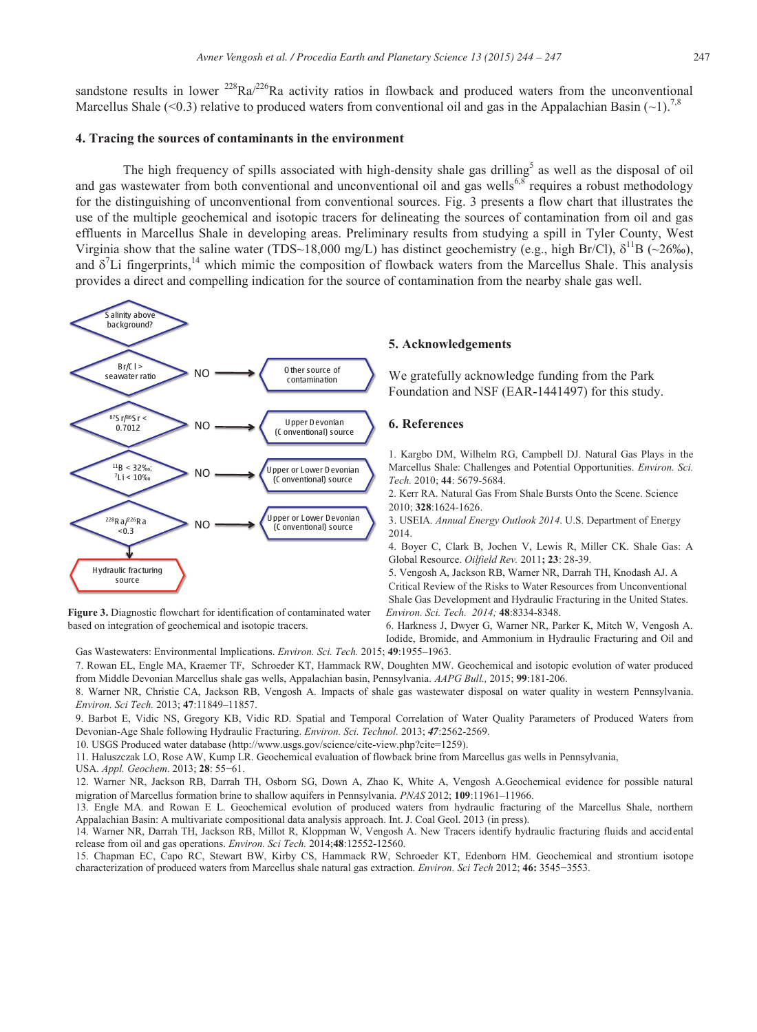sandstone results in lower $^{228}Ra/^{226}Ra$ activity ratios in flowback and produced waters from the unconventional Marcellus Shale (<0.3) relative to produced waters from conventional oil and gas in the Appalachian Basin (~1).[7,8]

## 4. Tracing the sources of contaminants in the environment

The high frequency of spills associated with high-density shale gas drilling[5] as well as the disposal of oil and gas wastewater from both conventional and unconventional oil and gas wells[6,8] requires a robust methodology for the distinguishing of unconventional from conventional sources. Fig. 3 presents a flow chart that illustrates the use of the multiple geochemical and isotopic tracers for delineating the sources of contamination from oil and gas effluents in Marcellus Shale in developing areas. Preliminary results from studying a spill in Tyler County, West Virginia show that the saline water (TDS~18,000 mg/L) has distinct geochemistry (e.g., high Br/Cl), $\delta^{11}B$ (~26‰), and $\delta^{7}Li$ fingerprints,[14] which mimic the composition of flowback waters from the Marcellus Shale. This analysis provides a direct and compelling indication for the source of contamination from the nearby shale gas well.

Salinity above background?

Br/Cl > seawater ratio

NO

Other source of contamination

$^{87}Sr/^{86}Sr$ < 0.7012

NO

Upper Devonian (Conventional) source

$^{11}B$ < 32‰; $^{7}Li$ < 10‰

NO

Upper or Lower Devonian (Conventional) source

$^{228}Ra/^{226}Ra$ <0.3

NO

Upper or Lower Devonian (Conventional) source

Hydraulic fracturing source

**Figure 3.** Diagnostic flowchart for identification of contaminated water based on integration of geochemical and isotopic tracers.

## 5. Acknowledgements

We gratefully acknowledge funding from the Park Foundation and NSF (EAR-1441497) for this study.

## 6. References

1. Kargbo DM, Wilhelm RG, Campbell DJ. Natural Gas Plays in the Marcellus Shale: Challenges and Potential Opportunities. *Environ. Sci. Tech.* 2010; **44**: 5679-5684.
2. Kerr RA. Natural Gas From Shale Bursts Onto the Scene. Science 2010; **328**:1624-1626.
3. USEIA. *Annual Energy Outlook 2014*. U.S. Department of Energy 2014.
4. Boyer C, Clark B, Jochen V, Lewis R, Miller CK. Shale Gas: A Global Resource. *Oilfield Rev.* 2011**; 23**: 28-39.
5. Vengosh A, Jackson RB, Warner NR, Darrah TH, Knodash AJ. A Critical Review of the Risks to Water Resources from Unconventional Shale Gas Development and Hydraulic Fracturing in the United States. *Environ. Sci. Tech. 2014;* **48**:8334-8348.
6. Harkness J, Dwyer G, Warner NR, Parker K, Mitch W, Vengosh A. Iodide, Bromide, and Ammonium in Hydraulic Fracturing and Oil and Gas Wastewaters: Environmental Implications. *Environ. Sci. Tech.* 2015; **49**:1955–1963.
7. Rowan EL, Engle MA, Kraemer TF, Schroeder KT, Hammack RW, Doughten MW. Geochemical and isotopic evolution of water produced from Middle Devonian Marcellus shale gas wells, Appalachian basin, Pennsylvania. *AAPG Bull.,* 2015; **99**:181-206.
8. Warner NR, Christie CA, Jackson RB, Vengosh A. Impacts of shale gas wastewater disposal on water quality in western Pennsylvania. *Environ. Sci Tech.* 2013; **47**:11849–11857.
9. Barbot E, Vidic NS, Gregory KB, Vidic RD. Spatial and Temporal Correlation of Water Quality Parameters of Produced Waters from Devonian-Age Shale following Hydraulic Fracturing. *Environ. Sci. Technol.* 2013; ***47***:2562-2569.
10. USGS Produced water database (http://www.usgs.gov/science/cite-view.php?cite=1259).
11. Haluszczak LO, Rose AW, Kump LR. Geochemical evaluation of flowback brine from Marcellus gas wells in Pennsylvania, USA. *Appl. Geochem*. 2013; **28**: 55–61.
12. Warner NR, Jackson RB, Darrah TH, Osborn SG, Down A, Zhao K, White A, Vengosh A.Geochemical evidence for possible natural migration of Marcellus formation brine to shallow aquifers in Pennsylvania. *PNAS* 2012; **109**:11961–11966.
13. Engle MA. and Rowan E L. Geochemical evolution of produced waters from hydraulic fracturing of the Marcellus Shale, northern Appalachian Basin: A multivariate compositional data analysis approach. Int. J. Coal Geol. 2013 (in press).
14. Warner NR, Darrah TH, Jackson RB, Millot R, Kloppman W, Vengosh A. New Tracers identify hydraulic fracturing fluids and accidental release from oil and gas operations. *Environ. Sci Tech.* 2014;**48**:12552-12560.
15. Chapman EC, Capo RC, Stewart BW, Kirby CS, Hammack RW, Schroeder KT, Edenborn HM. Geochemical and strontium isotope characterization of produced waters from Marcellus shale natural gas extraction. *Environ. Sci Tech* 2012; **46:** 3545−3553.